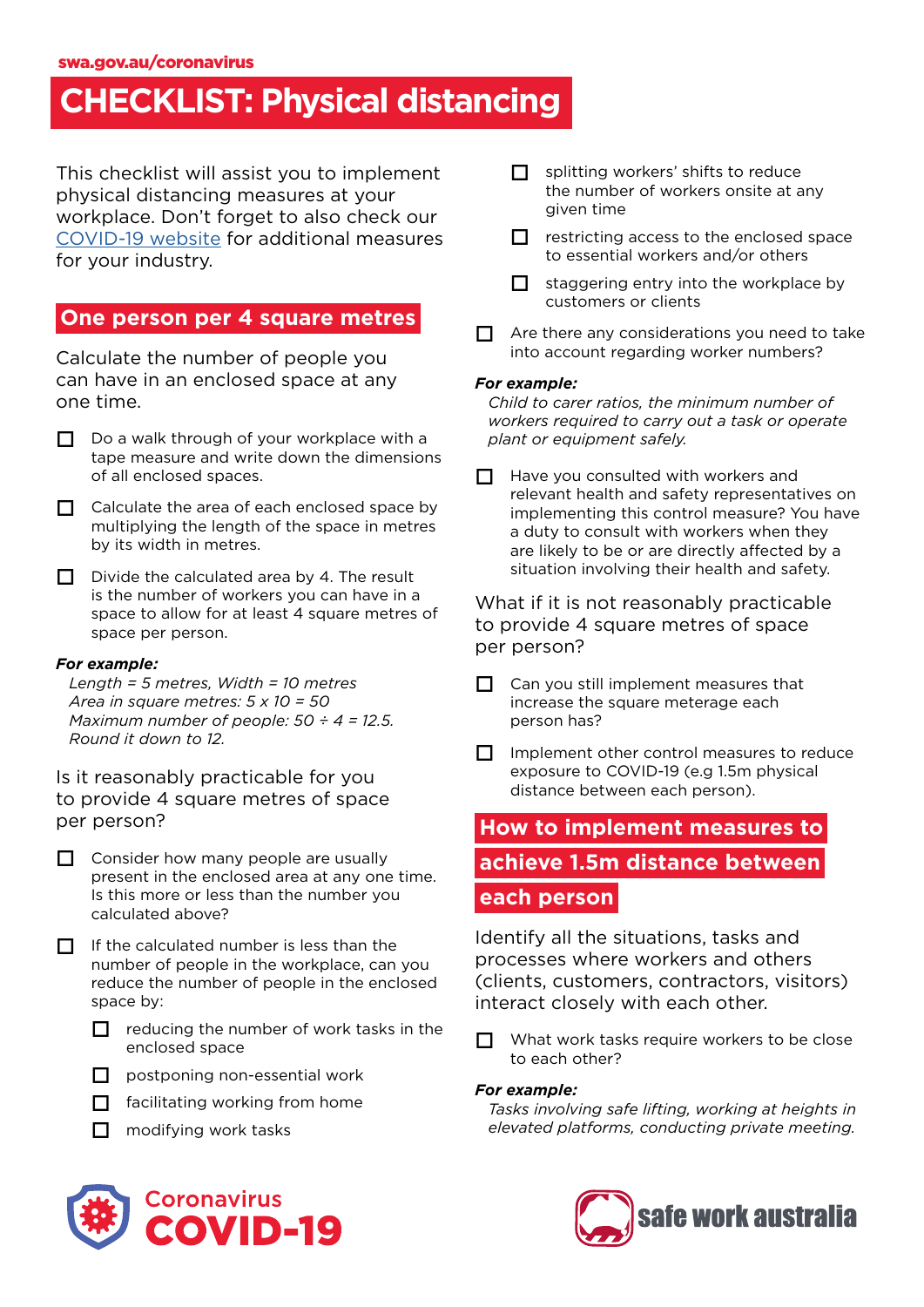swa.gov.au/coronavirus

# CHECKLIST: Physical distancing

This checklist will assist you to implement physical distancing measures at your workplace. Don't forget to also check our [COVID-19 website](https://www.swa.gov.au/coronavirus) for additional measures for your industry.

## One person per 4 square metres

Calculate the number of people you can have in an enclosed space at any one time.

- ☐ Do a walk through of your workplace with a tape measure and write down the dimensions of all enclosed spaces.
- ☐ Calculate the area of each enclosed space by multiplying the length of the space in metres by its width in metres.
- ☐ Divide the calculated area by 4. The result is the number of workers you can have in a space to allow for at least 4 square metres of space per person.

***For example:***
*Length = 5 metres, Width = 10 metres*
*Area in square metres: 5 x 10 = 50*
*Maximum number of people: 50 ÷ 4 = 12.5.*
*Round it down to 12.*

### Is it reasonably practicable for you to provide 4 square metres of space per person?

- ☐ Consider how many people are usually present in the enclosed area at any one time. Is this more or less than the number you calculated above?
- ☐ If the calculated number is less than the number of people in the workplace, can you reduce the number of people in the enclosed space by:
  - ☐ reducing the number of work tasks in the enclosed space
  - ☐ postponing non-essential work
  - ☐ facilitating working from home
  - ☐ modifying work tasks
  - ☐ splitting workers' shifts to reduce the number of workers onsite at any given time
  - ☐ restricting access to the enclosed space to essential workers and/or others
  - ☐ staggering entry into the workplace by customers or clients
- ☐ Are there any considerations you need to take into account regarding worker numbers?

***For example:***
*Child to carer ratios, the minimum number of workers required to carry out a task or operate plant or equipment safely.*

- ☐ Have you consulted with workers and relevant health and safety representatives on implementing this control measure? You have a duty to consult with workers when they are likely to be or are directly affected by a situation involving their health and safety.

### What if it is not reasonably practicable to provide 4 square metres of space per person?

- ☐ Can you still implement measures that increase the square meterage each person has?
- ☐ Implement other control measures to reduce exposure to COVID-19 (e.g 1.5m physical distance between each person).

## How to implement measures to achieve 1.5m distance between each person

Identify all the situations, tasks and processes where workers and others (clients, customers, contractors, visitors) interact closely with each other.

- ☐ What work tasks require workers to be close to each other?

***For example:***
*Tasks involving safe lifting, working at heights in elevated platforms, conducting private meeting.*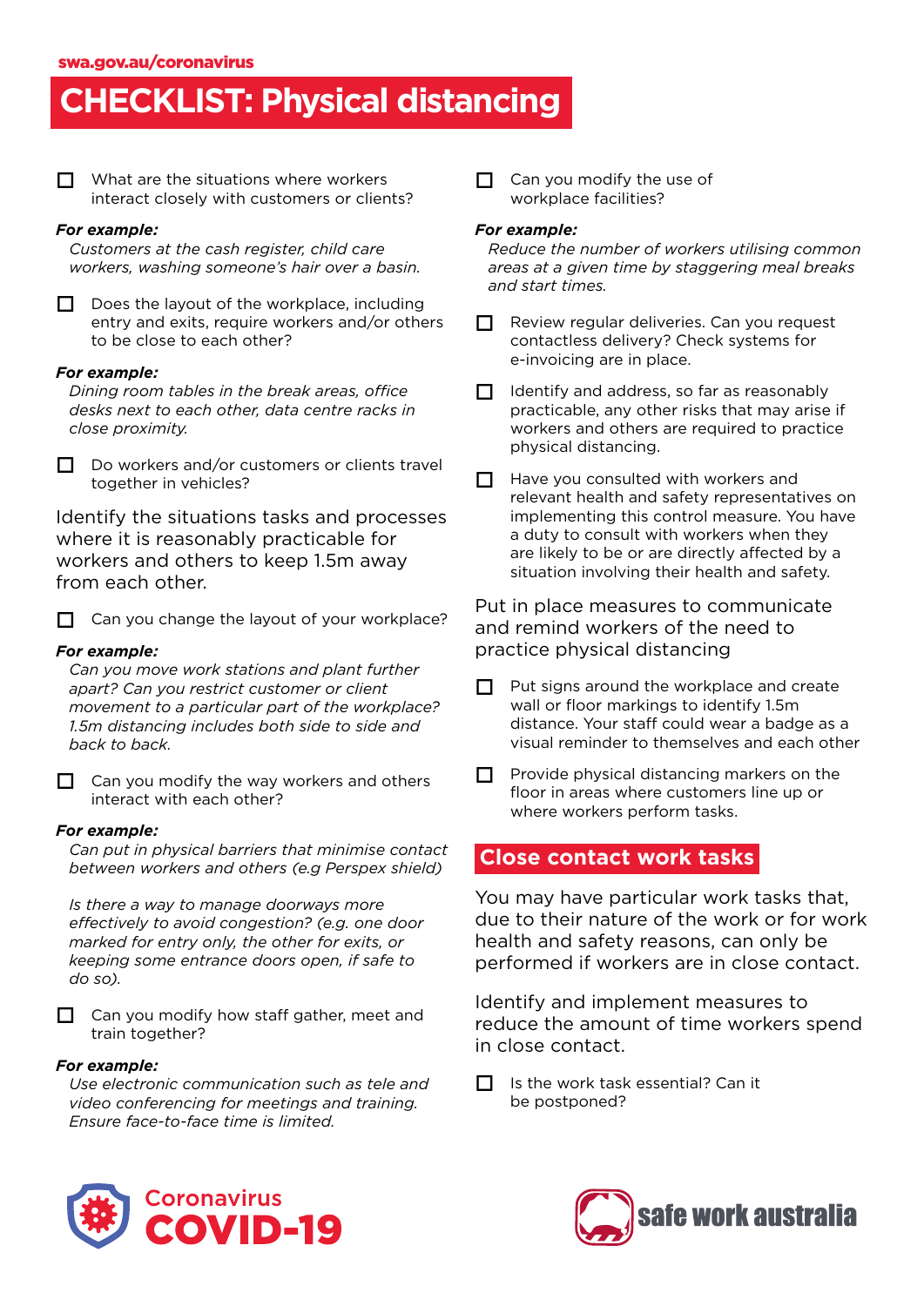# CHECKLIST: Physical distancing

- [ ] What are the situations where workers interact closely with customers or clients?

***For example:***
*Customers at the cash register, child care workers, washing someone's hair over a basin.*

- [ ] Does the layout of the workplace, including entry and exits, require workers and/or others to be close to each other?

***For example:***
*Dining room tables in the break areas, office desks next to each other, data centre racks in close proximity.*

- [ ] Do workers and/or customers or clients travel together in vehicles?

Identify the situations tasks and processes where it is reasonably practicable for workers and others to keep 1.5m away from each other.

- [ ] Can you change the layout of your workplace?

***For example:***
*Can you move work stations and plant further apart? Can you restrict customer or client movement to a particular part of the workplace? 1.5m distancing includes both side to side and back to back.*

- [ ] Can you modify the way workers and others interact with each other?

***For example:***
*Can put in physical barriers that minimise contact between workers and others (e.g Perspex shield)*

*Is there a way to manage doorways more effectively to avoid congestion? (e.g. one door marked for entry only, the other for exits, or keeping some entrance doors open, if safe to do so).*

- [ ] Can you modify how staff gather, meet and train together?

***For example:***
*Use electronic communication such as tele and video conferencing for meetings and training. Ensure face-to-face time is limited.*

- [ ] Can you modify the use of workplace facilities?

***For example:***
*Reduce the number of workers utilising common areas at a given time by staggering meal breaks and start times.*

- [ ] Review regular deliveries. Can you request contactless delivery? Check systems for e-invoicing are in place.
- [ ] Identify and address, so far as reasonably practicable, any other risks that may arise if workers and others are required to practice physical distancing.
- [ ] Have you consulted with workers and relevant health and safety representatives on implementing this control measure. You have a duty to consult with workers when they are likely to be or are directly affected by a situation involving their health and safety.

Put in place measures to communicate and remind workers of the need to practice physical distancing

- [ ] Put signs around the workplace and create wall or floor markings to identify 1.5m distance. Your staff could wear a badge as a visual reminder to themselves and each other
- [ ] Provide physical distancing markers on the floor in areas where customers line up or where workers perform tasks.

## Close contact work tasks

You may have particular work tasks that, due to their nature of the work or for work health and safety reasons, can only be performed if workers are in close contact.

Identify and implement measures to reduce the amount of time workers spend in close contact.

- [ ] Is the work task essential? Can it be postponed?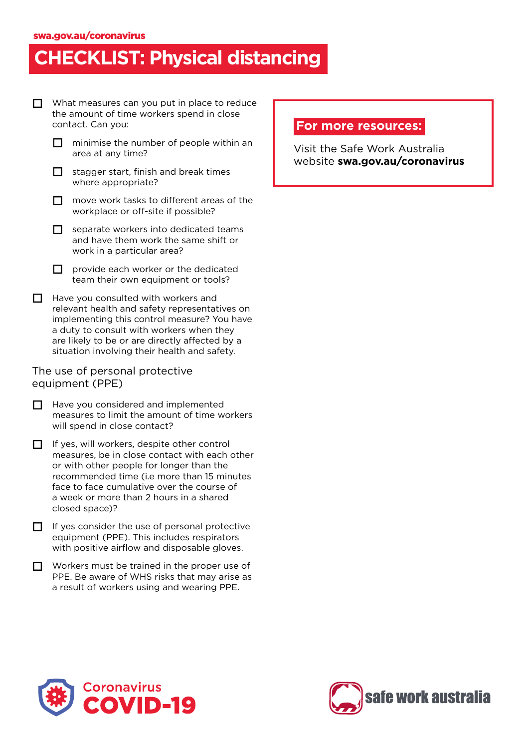swa.gov.au/coronavirus

# CHECKLIST: Physical distancing

- [ ] What measures can you put in place to reduce the amount of time workers spend in close contact. Can you:
  - [ ] minimise the number of people within an area at any time?
  - [ ] stagger start, finish and break times where appropriate?
  - [ ] move work tasks to different areas of the workplace or off-site if possible?
  - [ ] separate workers into dedicated teams and have them work the same shift or work in a particular area?
  - [ ] provide each worker or the dedicated team their own equipment or tools?
- [ ] Have you consulted with workers and relevant health and safety representatives on implementing this control measure? You have a duty to consult with workers when they are likely to be or are directly affected by a situation involving their health and safety.

## The use of personal protective equipment (PPE)

- [ ] Have you considered and implemented measures to limit the amount of time workers will spend in close contact?
- [ ] If yes, will workers, despite other control measures, be in close contact with each other or with other people for longer than the recommended time (i.e more than 15 minutes face to face cumulative over the course of a week or more than 2 hours in a shared closed space)?
- [ ] If yes consider the use of personal protective equipment (PPE). This includes respirators with positive airflow and disposable gloves.
- [ ] Workers must be trained in the proper use of PPE. Be aware of WHS risks that may arise as a result of workers using and wearing PPE.

## For more resources:

Visit the Safe Work Australia website **swa.gov.au/coronavirus**

Coronavirus **COVID-19**

safe work australia